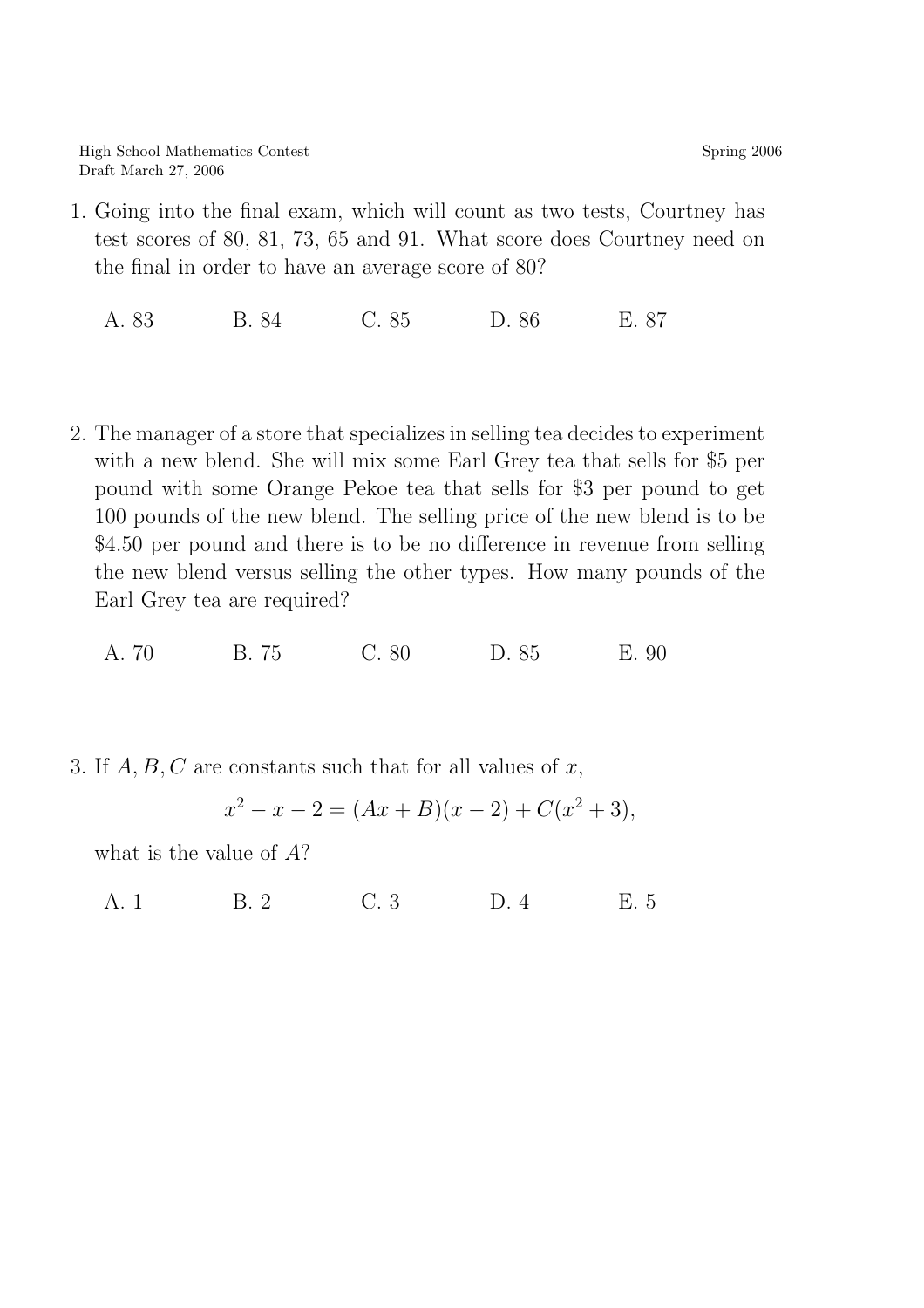High School Mathematics Contest
Draft March 27, 2006

Spring 2006

1. Going into the final exam, which will count as two tests, Courtney has test scores of 80, 81, 73, 65 and 91. What score does Courtney need on the final in order to have an average score of 80?

   A. 83 &emsp; B. 84 &emsp; C. 85 &emsp; D. 86 &emsp; E. 87

2. The manager of a store that specializes in selling tea decides to experiment with a new blend. She will mix some Earl Grey tea that sells for \$5 per pound with some Orange Pekoe tea that sells for \$3 per pound to get 100 pounds of the new blend. The selling price of the new blend is to be \$4.50 per pound and there is to be no difference in revenue from selling the new blend versus selling the other types. How many pounds of the Earl Grey tea are required?

   A. 70 &emsp; B. 75 &emsp; C. 80 &emsp; D. 85 &emsp; E. 90

3. If $A, B, C$ are constants such that for all values of $x$,

   $$x^2 - x - 2 = (Ax + B)(x - 2) + C(x^2 + 3),$$

   what is the value of $A$?

   A. 1 &emsp; B. 2 &emsp; C. 3 &emsp; D. 4 &emsp; E. 5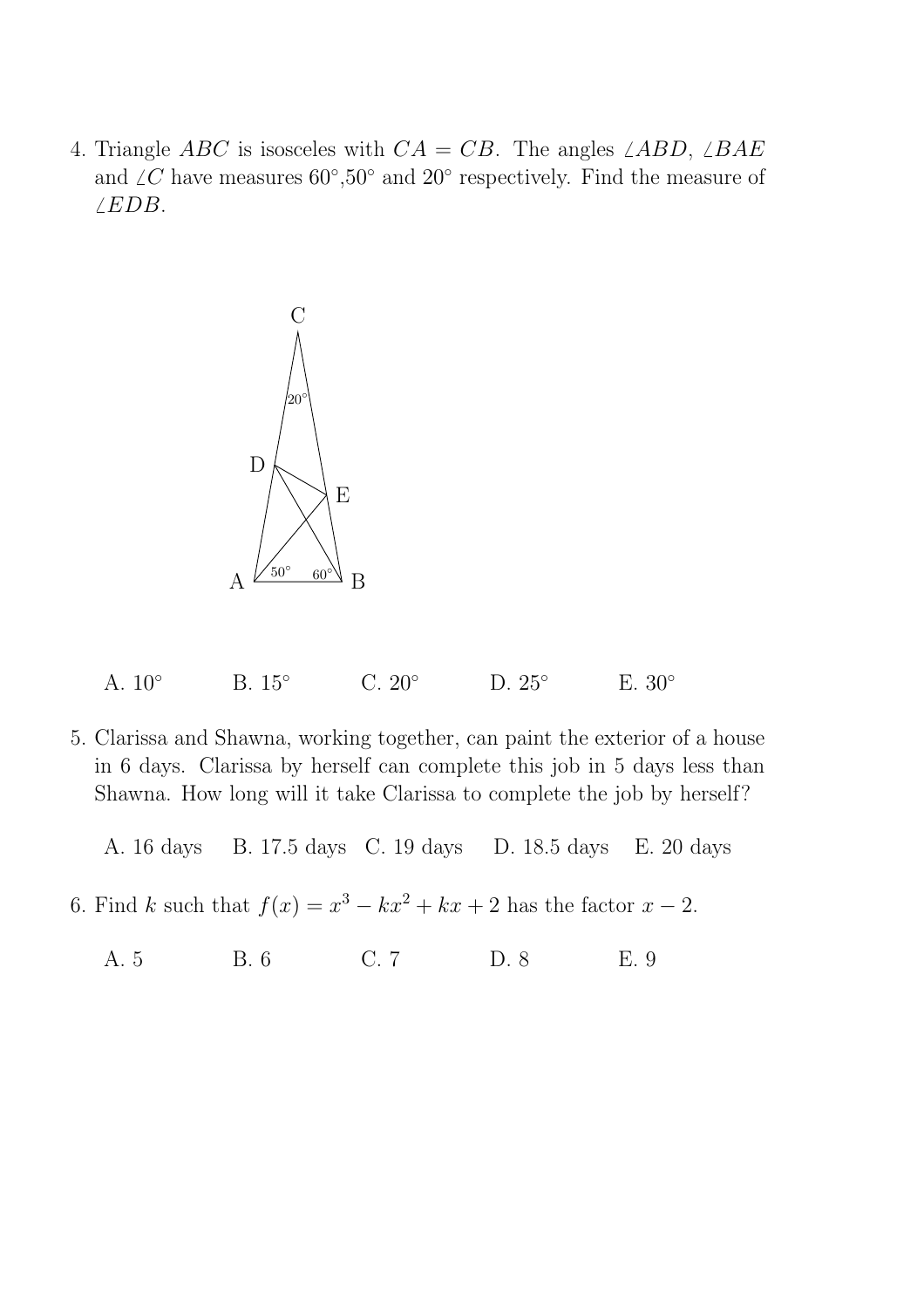4. Triangle $ABC$ is isosceles with $CA = CB$. The angles $\angle ABD$, $\angle BAE$ and $\angle C$ have measures $60°$, $50°$ and $20°$ respectively. Find the measure of $\angle EDB$.

   A. $10°$ B. $15°$ C. $20°$ D. $25°$ E. $30°$

5. Clarissa and Shawna, working together, can paint the exterior of a house in 6 days. Clarissa by herself can complete this job in 5 days less than Shawna. How long will it take Clarissa to complete the job by herself?

   A. 16 days B. 17.5 days C. 19 days D. 18.5 days E. 20 days

6. Find $k$ such that $f(x) = x^3 - kx^2 + kx + 2$ has the factor $x - 2$.

   A. 5 B. 6 C. 7 D. 8 E. 9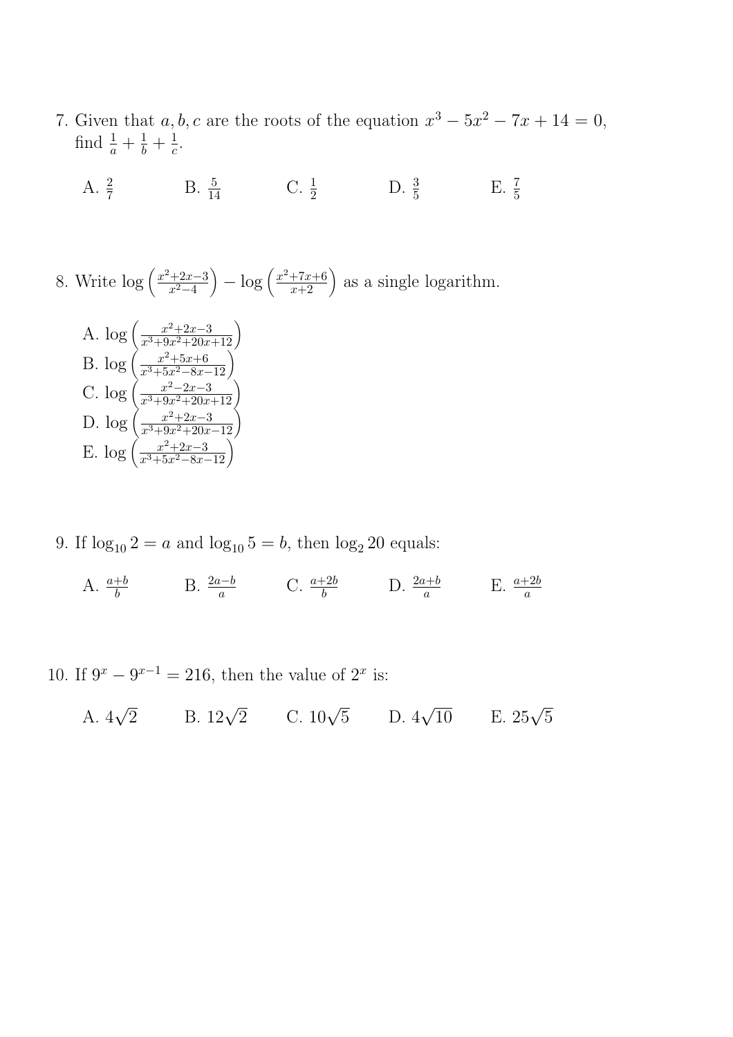7. Given that $a, b, c$ are the roots of the equation $x^3 - 5x^2 - 7x + 14 = 0$, find $\frac{1}{a} + \frac{1}{b} + \frac{1}{c}$.

   A. $\frac{2}{7}$ B. $\frac{5}{14}$ C. $\frac{1}{2}$ D. $\frac{3}{5}$ E. $\frac{7}{5}$

8. Write $\log\left(\frac{x^2+2x-3}{x^2-4}\right) - \log\left(\frac{x^2+7x+6}{x+2}\right)$ as a single logarithm.

   A. $\log\left(\frac{x^2+2x-3}{x^3+9x^2+20x+12}\right)$
   B. $\log\left(\frac{x^2+5x+6}{x^3+5x^2-8x-12}\right)$
   C. $\log\left(\frac{x^2-2x-3}{x^3+9x^2+20x+12}\right)$
   D. $\log\left(\frac{x^2+2x-3}{x^3+9x^2+20x-12}\right)$
   E. $\log\left(\frac{x^2+2x-3}{x^3+5x^2-8x-12}\right)$

9. If $\log_{10} 2 = a$ and $\log_{10} 5 = b$, then $\log_2 20$ equals:

   A. $\frac{a+b}{b}$ B. $\frac{2a-b}{a}$ C. $\frac{a+2b}{b}$ D. $\frac{2a+b}{a}$ E. $\frac{a+2b}{a}$

10. If $9^x - 9^{x-1} = 216$, then the value of $2^x$ is:

    A. $4\sqrt{2}$ B. $12\sqrt{2}$ C. $10\sqrt{5}$ D. $4\sqrt{10}$ E. $25\sqrt{5}$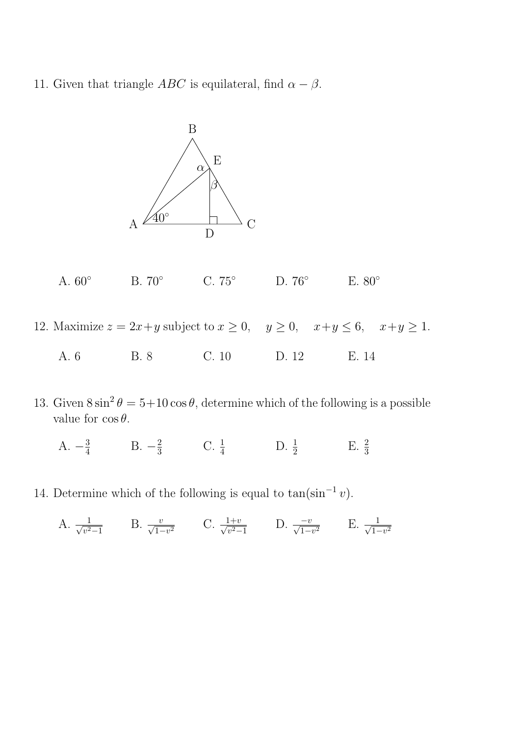11. Given that triangle $ABC$ is equilateral, find $\alpha - \beta$.

A. $60^\circ$ B. $70^\circ$ C. $75^\circ$ D. $76^\circ$ E. $80^\circ$

12. Maximize $z = 2x+y$ subject to $x \geq 0, \quad y \geq 0, \quad x+y \leq 6, \quad x+y \geq 1.$

A. 6 B. 8 C. 10 D. 12 E. 14

13. Given $8\sin^2\theta = 5+10\cos\theta$, determine which of the following is a possible value for $\cos\theta$.

A. $-\frac{3}{4}$ B. $-\frac{2}{3}$ C. $\frac{1}{4}$ D. $\frac{1}{2}$ E. $\frac{2}{3}$

14. Determine which of the following is equal to $\tan(\sin^{-1} v)$.

A. $\frac{1}{\sqrt{v^2-1}}$ B. $\frac{v}{\sqrt{1-v^2}}$ C. $\frac{1+v}{\sqrt{v^2-1}}$ D. $\frac{-v}{\sqrt{1-v^2}}$ E. $\frac{1}{\sqrt{1-v^2}}$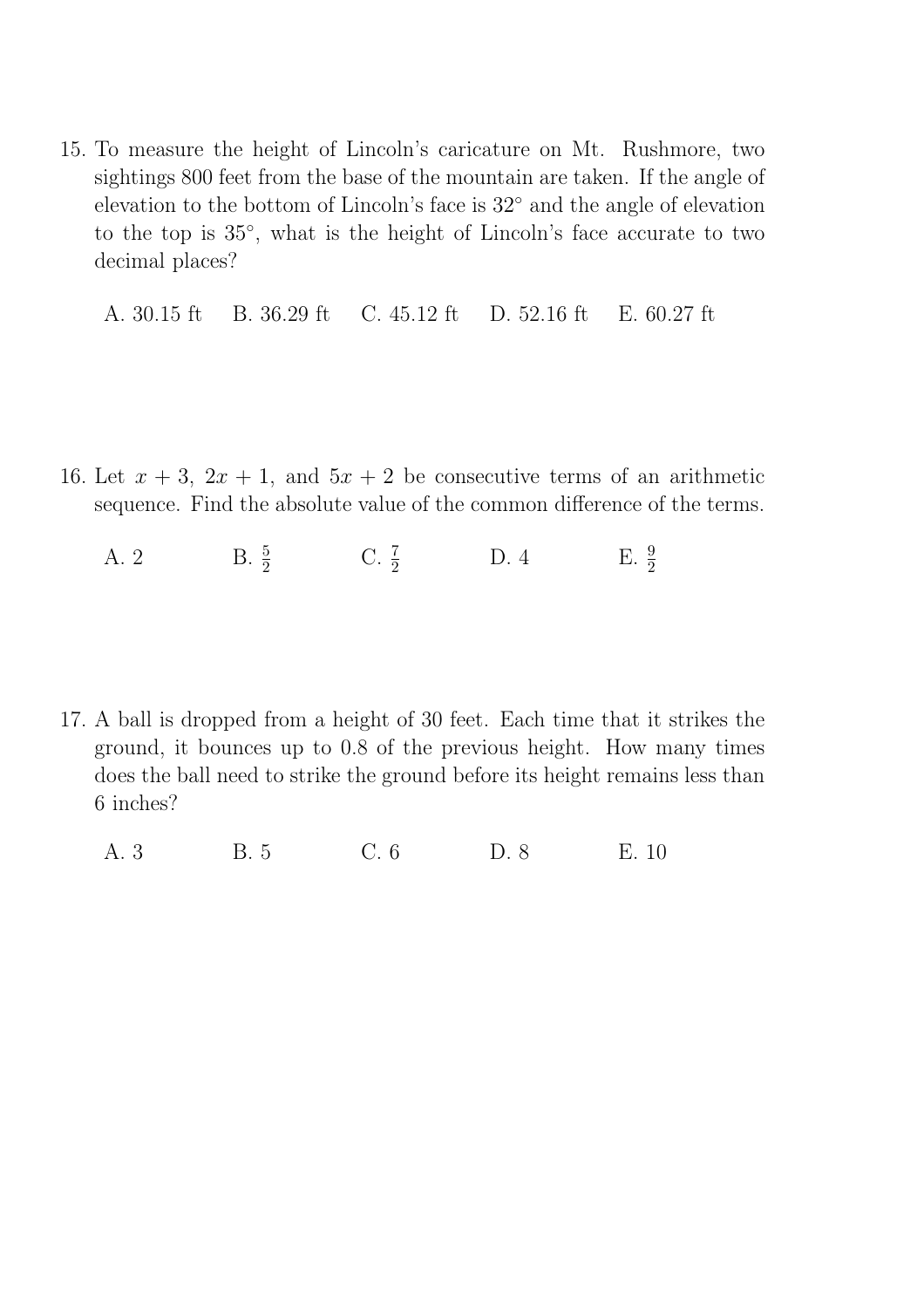15. To measure the height of Lincoln's caricature on Mt. Rushmore, two sightings 800 feet from the base of the mountain are taken. If the angle of elevation to the bottom of Lincoln's face is 32° and the angle of elevation to the top is 35°, what is the height of Lincoln's face accurate to two decimal places?

    A. 30.15 ft  B. 36.29 ft  C. 45.12 ft  D. 52.16 ft  E. 60.27 ft

16. Let $x + 3$, $2x + 1$, and $5x + 2$ be consecutive terms of an arithmetic sequence. Find the absolute value of the common difference of the terms.

    A. 2  B. $\frac{5}{2}$  C. $\frac{7}{2}$  D. 4  E. $\frac{9}{2}$

17. A ball is dropped from a height of 30 feet. Each time that it strikes the ground, it bounces up to 0.8 of the previous height. How many times does the ball need to strike the ground before its height remains less than 6 inches?

    A. 3  B. 5  C. 6  D. 8  E. 10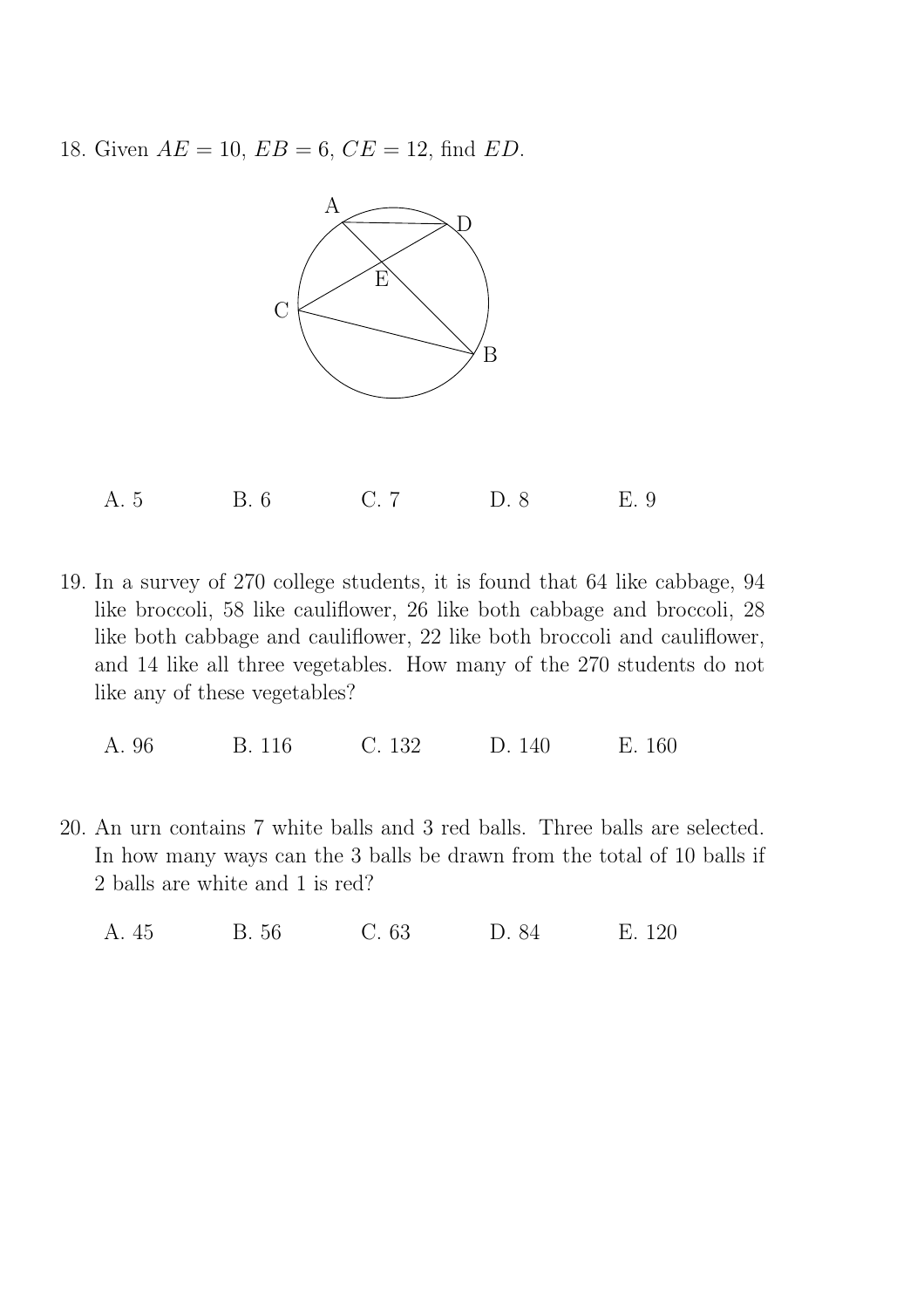18. Given $AE = 10$, $EB = 6$, $CE = 12$, find $ED$.

A. 5 B. 6 C. 7 D. 8 E. 9

19. In a survey of 270 college students, it is found that 64 like cabbage, 94 like broccoli, 58 like cauliflower, 26 like both cabbage and broccoli, 28 like both cabbage and cauliflower, 22 like both broccoli and cauliflower, and 14 like all three vegetables. How many of the 270 students do not like any of these vegetables?

A. 96 B. 116 C. 132 D. 140 E. 160

20. An urn contains 7 white balls and 3 red balls. Three balls are selected. In how many ways can the 3 balls be drawn from the total of 10 balls if 2 balls are white and 1 is red?

A. 45 B. 56 C. 63 D. 84 E. 120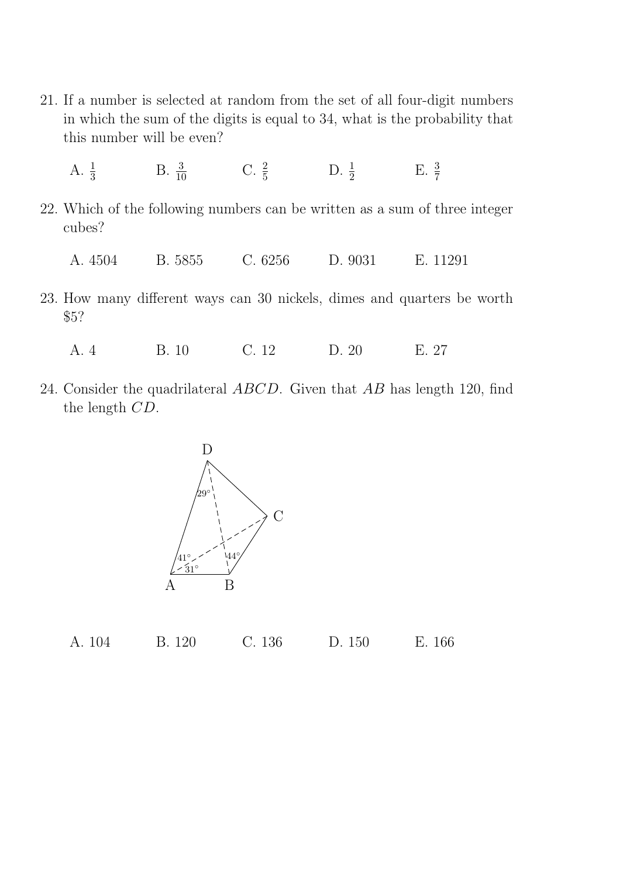21. If a number is selected at random from the set of all four-digit numbers in which the sum of the digits is equal to 34, what is the probability that this number will be even?

    A. $\frac{1}{3}$  B. $\frac{3}{10}$  C. $\frac{2}{5}$  D. $\frac{1}{2}$  E. $\frac{3}{7}$

22. Which of the following numbers can be written as a sum of three integer cubes?

    A. 4504  B. 5855  C. 6256  D. 9031  E. 11291

23. How many different ways can 30 nickels, dimes and quarters be worth $5?

    A. 4  B. 10  C. 12  D. 20  E. 27

24. Consider the quadrilateral $ABCD$. Given that $AB$ has length 120, find the length $CD$.

    A. 104  B. 120  C. 136  D. 150  E. 166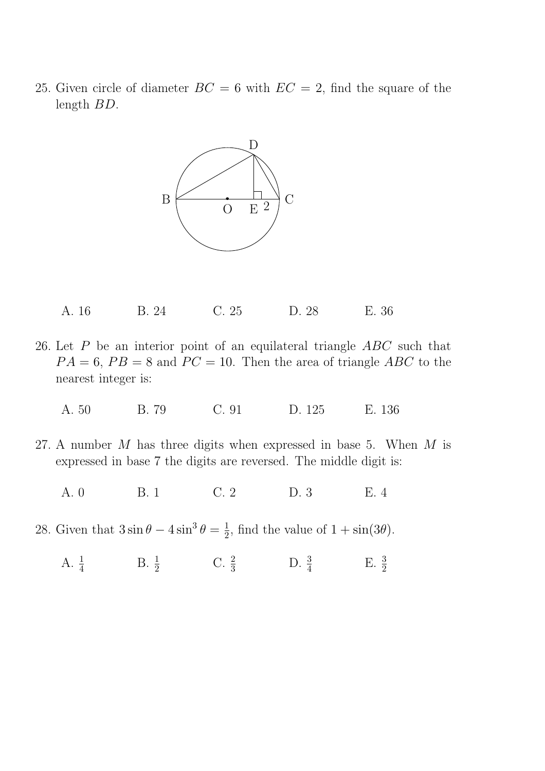25. Given circle of diameter $BC = 6$ with $EC = 2$, find the square of the length $BD$.

A. 16 B. 24 C. 25 D. 28 E. 36

26. Let $P$ be an interior point of an equilateral triangle $ABC$ such that $PA = 6$, $PB = 8$ and $PC = 10$. Then the area of triangle $ABC$ to the nearest integer is:

A. 50 B. 79 C. 91 D. 125 E. 136

27. A number $M$ has three digits when expressed in base 5. When $M$ is expressed in base 7 the digits are reversed. The middle digit is:

A. 0 B. 1 C. 2 D. 3 E. 4

28. Given that $3\sin\theta - 4\sin^3\theta = \frac{1}{2}$, find the value of $1 + \sin(3\theta)$.

A. $\frac{1}{4}$ B. $\frac{1}{2}$ C. $\frac{2}{3}$ D. $\frac{3}{4}$ E. $\frac{3}{2}$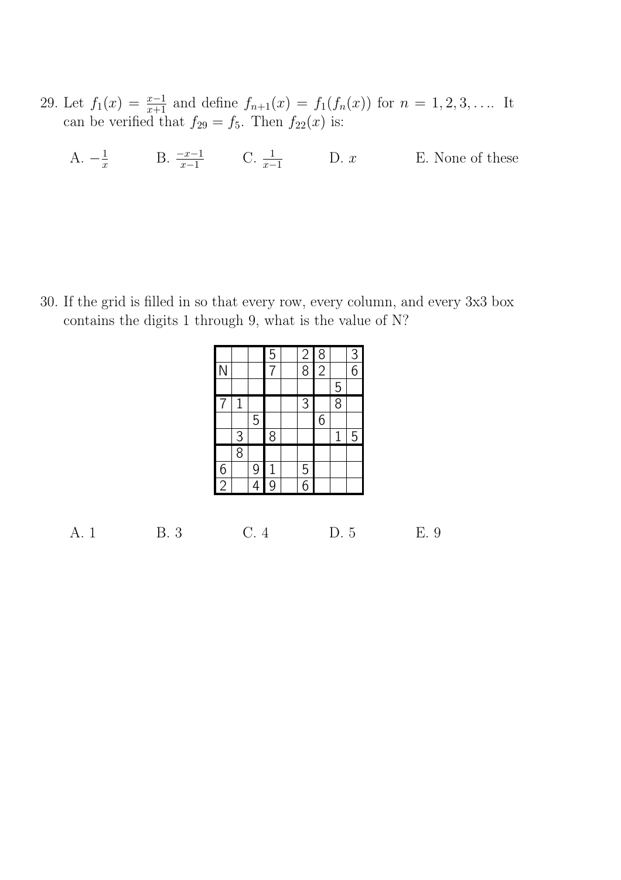29. Let $f_1(x) = \frac{x-1}{x+1}$ and define $f_{n+1}(x) = f_1(f_n(x))$ for $n = 1, 2, 3, \ldots$. It can be verified that $f_{29} = f_5$. Then $f_{22}(x)$ is:

A. $-\frac{1}{x}$ B. $\frac{-x-1}{x-1}$ C. $\frac{1}{x-1}$ D. $x$ E. None of these

30. If the grid is filled in so that every row, every column, and every 3x3 box contains the digits 1 through 9, what is the value of N?

| | | | | | | | | |
|---|---|---|---|---|---|---|---|---|
| | | | 5 | | 2 | 8 | | 3 |
| N | | | 7 | | 8 | 2 | | 6 |
| | | | | | | | 5 | |
| 7 | 1 | | | | 3 | | 8 | |
| | | 5 | | | | 6 | | |
| | 3 | | 8 | | | | 1 | 5 |
| | 8 | | | | | | | |
| 6 | | 9 | 1 | | 5 | | | |
| 2 | | 4 | 9 | | 6 | | | |

A. 1 B. 3 C. 4 D. 5 E. 9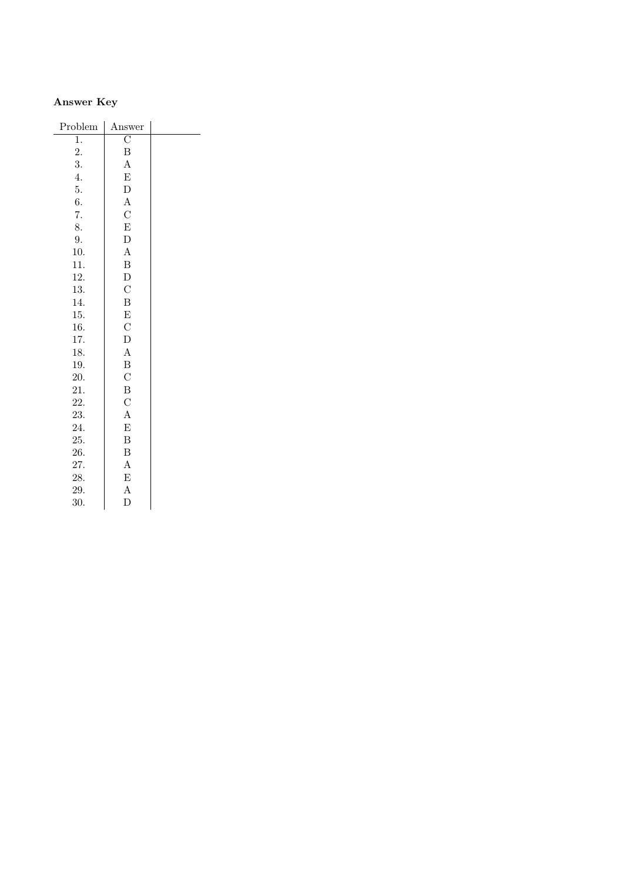**Answer Key**

| Problem | Answer | |
|---|---|---|
| 1. | C | |
| 2. | B | |
| 3. | A | |
| 4. | E | |
| 5. | D | |
| 6. | A | |
| 7. | C | |
| 8. | E | |
| 9. | D | |
| 10. | A | |
| 11. | B | |
| 12. | D | |
| 13. | C | |
| 14. | B | |
| 15. | E | |
| 16. | C | |
| 17. | D | |
| 18. | A | |
| 19. | B | |
| 20. | C | |
| 21. | B | |
| 22. | C | |
| 23. | A | |
| 24. | E | |
| 25. | B | |
| 26. | B | |
| 27. | A | |
| 28. | E | |
| 29. | A | |
| 30. | D | |